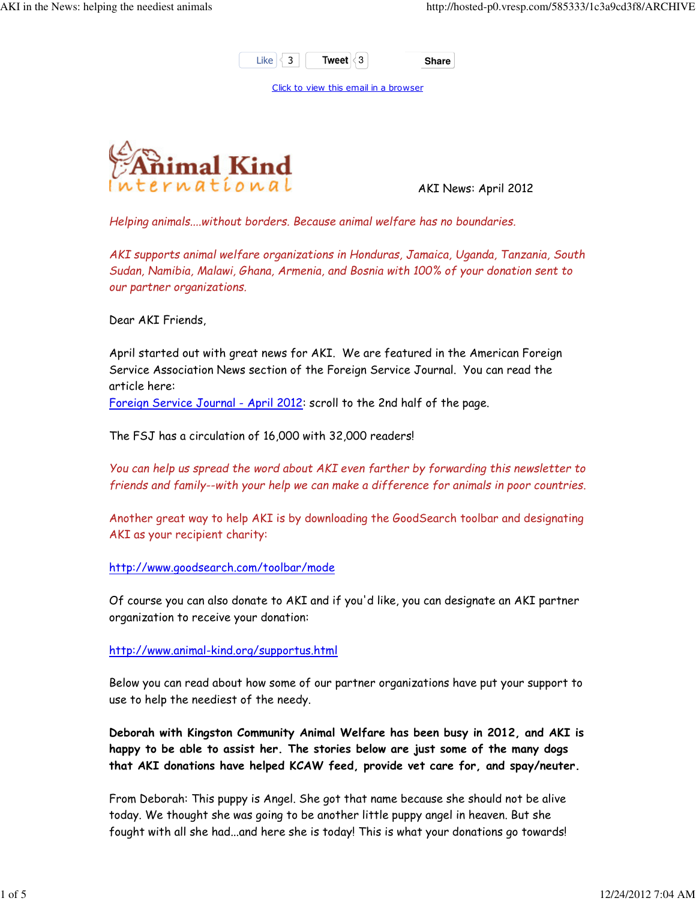Like 3 Tweet 3 Share

Click to view this email in a browser

Animal Kind International

AKI News: April 2012

*Helping animals....without borders. Because animal welfare has no boundaries.*

*AKI supports animal welfare organizations in Honduras, Jamaica, Uganda, Tanzania, South Sudan, Namibia, Malawi, Ghana, Armenia, and Bosnia with 100% of your donation sent to our partner organizations.*

Dear AKI Friends,

April started out with great news for AKI. We are featured in the American Foreign Service Association News section of the Foreign Service Journal. You can read the article here:
Foreign Service Journal - April 2012: scroll to the 2nd half of the page.

The FSJ has a circulation of 16,000 with 32,000 readers!

*You can help us spread the word about AKI even farther by forwarding this newsletter to friends and family--with your help we can make a difference for animals in poor countries.*

Another great way to help AKI is by downloading the GoodSearch toolbar and designating AKI as your recipient charity:

http://www.goodsearch.com/toolbar/mode

Of course you can also donate to AKI and if you'd like, you can designate an AKI partner organization to receive your donation:

http://www.animal-kind.org/supportus.html

Below you can read about how some of our partner organizations have put your support to use to help the neediest of the needy.

**Deborah with Kingston Community Animal Welfare has been busy in 2012, and AKI is happy to be able to assist her. The stories below are just some of the many dogs that AKI donations have helped KCAW feed, provide vet care for, and spay/neuter.**

From Deborah: This puppy is Angel. She got that name because she should not be alive today. We thought she was going to be another little puppy angel in heaven. But she fought with all she had...and here she is today! This is what your donations go towards!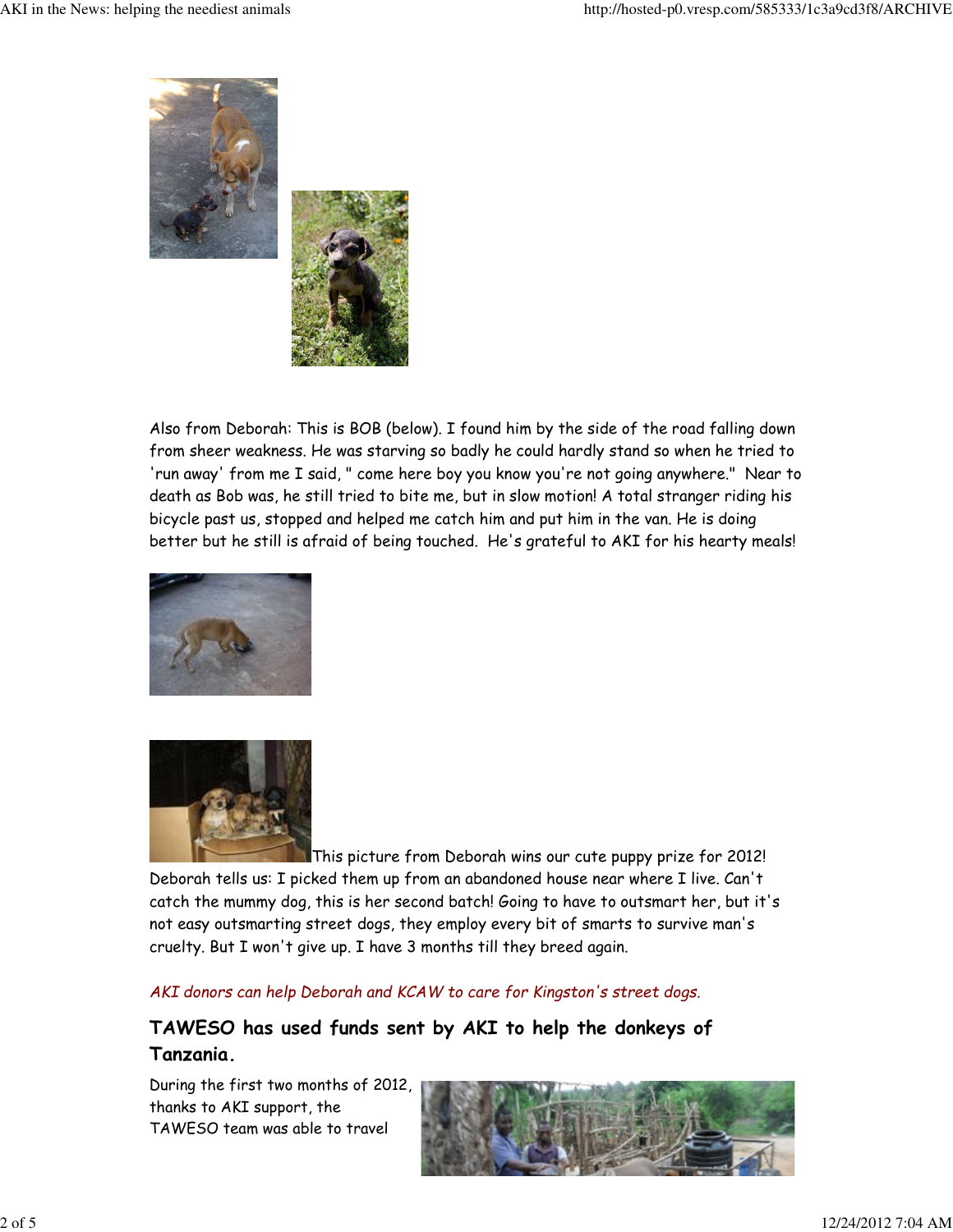Also from Deborah: This is BOB (below). I found him by the side of the road falling down from sheer weakness. He was starving so badly he could hardly stand so when he tried to 'run away' from me I said, " come here boy you know you're not going anywhere." Near to death as Bob was, he still tried to bite me, but in slow motion! A total stranger riding his bicycle past us, stopped and helped me catch him and put him in the van. He is doing better but he still is afraid of being touched. He's grateful to AKI for his hearty meals!

This picture from Deborah wins our cute puppy prize for 2012! Deborah tells us: I picked them up from an abandoned house near where I live. Can't catch the mummy dog, this is her second batch! Going to have to outsmart her, but it's not easy outsmarting street dogs, they employ every bit of smarts to survive man's cruelty. But I won't give up. I have 3 months till they breed again.

*AKI donors can help Deborah and KCAW to care for Kingston's street dogs.*

## TAWESO has used funds sent by AKI to help the donkeys of Tanzania.

During the first two months of 2012, thanks to AKI support, the TAWESO team was able to travel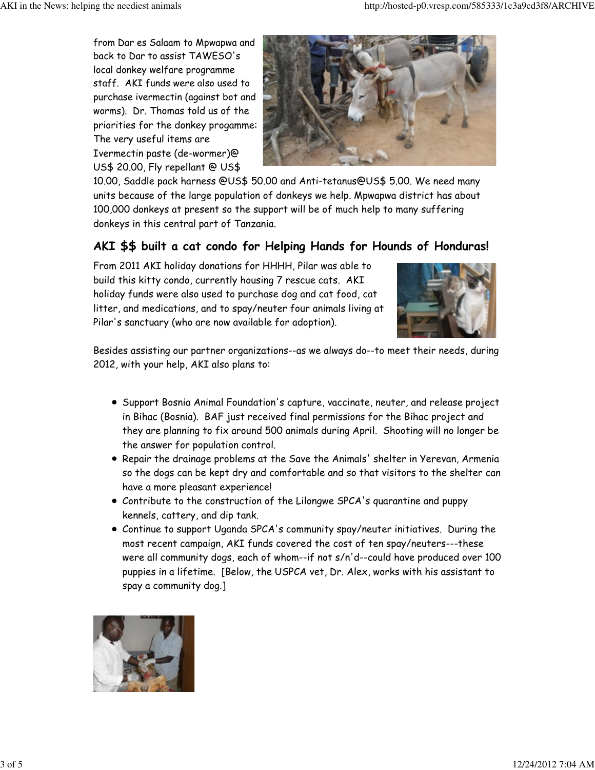from Dar es Salaam to Mpwapwa and back to Dar to assist TAWESO's local donkey welfare programme staff. AKI funds were also used to purchase ivermectin (against bot and worms). Dr. Thomas told us of the priorities for the donkey progamme: The very useful items are Ivermectin paste (de-wormer)@ US$ 20.00, Fly repellant @ US$ 10.00, Saddle pack harness @US$ 50.00 and Anti-tetanus@US$ 5.00. We need many units because of the large population of donkeys we help. Mpwapwa district has about 100,000 donkeys at present so the support will be of much help to many suffering donkeys in this central part of Tanzania.

## AKI $$ built a cat condo for Helping Hands for Hounds of Honduras!

From 2011 AKI holiday donations for HHHH, Pilar was able to build this kitty condo, currently housing 7 rescue cats. AKI holiday funds were also used to purchase dog and cat food, cat litter, and medications, and to spay/neuter four animals living at Pilar's sanctuary (who are now available for adoption).

Besides assisting our partner organizations--as we always do--to meet their needs, during 2012, with your help, AKI also plans to:

- Support Bosnia Animal Foundation's capture, vaccinate, neuter, and release project in Bihac (Bosnia). BAF just received final permissions for the Bihac project and they are planning to fix around 500 animals during April. Shooting will no longer be the answer for population control.
- Repair the drainage problems at the Save the Animals' shelter in Yerevan, Armenia so the dogs can be kept dry and comfortable and so that visitors to the shelter can have a more pleasant experience!
- Contribute to the construction of the Lilongwe SPCA's quarantine and puppy kennels, cattery, and dip tank.
- Continue to support Uganda SPCA's community spay/neuter initiatives. During the most recent campaign, AKI funds covered the cost of ten spay/neuters---these were all community dogs, each of whom--if not s/n'd--could have produced over 100 puppies in a lifetime. [Below, the USPCA vet, Dr. Alex, works with his assistant to spay a community dog.]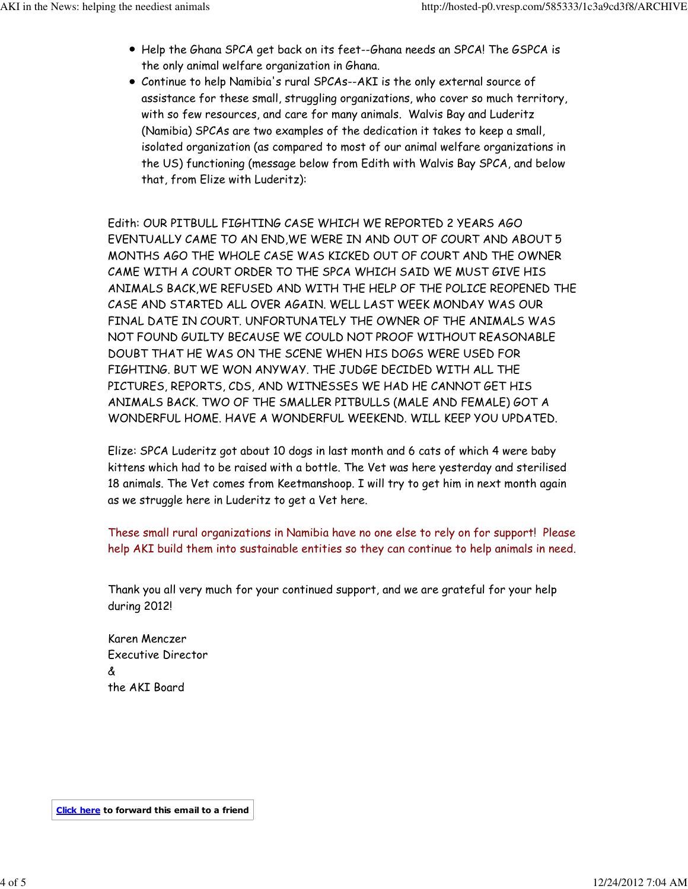- Help the Ghana SPCA get back on its feet--Ghana needs an SPCA! The GSPCA is the only animal welfare organization in Ghana.
- Continue to help Namibia's rural SPCAs--AKI is the only external source of assistance for these small, struggling organizations, who cover so much territory, with so few resources, and care for many animals. Walvis Bay and Luderitz (Namibia) SPCAs are two examples of the dedication it takes to keep a small, isolated organization (as compared to most of our animal welfare organizations in the US) functioning (message below from Edith with Walvis Bay SPCA, and below that, from Elize with Luderitz):

Edith: OUR PITBULL FIGHTING CASE WHICH WE REPORTED 2 YEARS AGO EVENTUALLY CAME TO AN END,WE WERE IN AND OUT OF COURT AND ABOUT 5 MONTHS AGO THE WHOLE CASE WAS KICKED OUT OF COURT AND THE OWNER CAME WITH A COURT ORDER TO THE SPCA WHICH SAID WE MUST GIVE HIS ANIMALS BACK,WE REFUSED AND WITH THE HELP OF THE POLICE REOPENED THE CASE AND STARTED ALL OVER AGAIN. WELL LAST WEEK MONDAY WAS OUR FINAL DATE IN COURT. UNFORTUNATELY THE OWNER OF THE ANIMALS WAS NOT FOUND GUILTY BECAUSE WE COULD NOT PROOF WITHOUT REASONABLE DOUBT THAT HE WAS ON THE SCENE WHEN HIS DOGS WERE USED FOR FIGHTING. BUT WE WON ANYWAY. THE JUDGE DECIDED WITH ALL THE PICTURES, REPORTS, CDS, AND WITNESSES WE HAD HE CANNOT GET HIS ANIMALS BACK. TWO OF THE SMALLER PITBULLS (MALE AND FEMALE) GOT A WONDERFUL HOME. HAVE A WONDERFUL WEEKEND. WILL KEEP YOU UPDATED.

Elize: SPCA Luderitz got about 10 dogs in last month and 6 cats of which 4 were baby kittens which had to be raised with a bottle. The Vet was here yesterday and sterilised 18 animals. The Vet comes from Keetmanshoop. I will try to get him in next month again as we struggle here in Luderitz to get a Vet here.

These small rural organizations in Namibia have no one else to rely on for support! Please help AKI build them into sustainable entities so they can continue to help animals in need.

Thank you all very much for your continued support, and we are grateful for your help during 2012!

Karen Menczer
Executive Director
&
the AKI Board

**Click here to forward this email to a friend**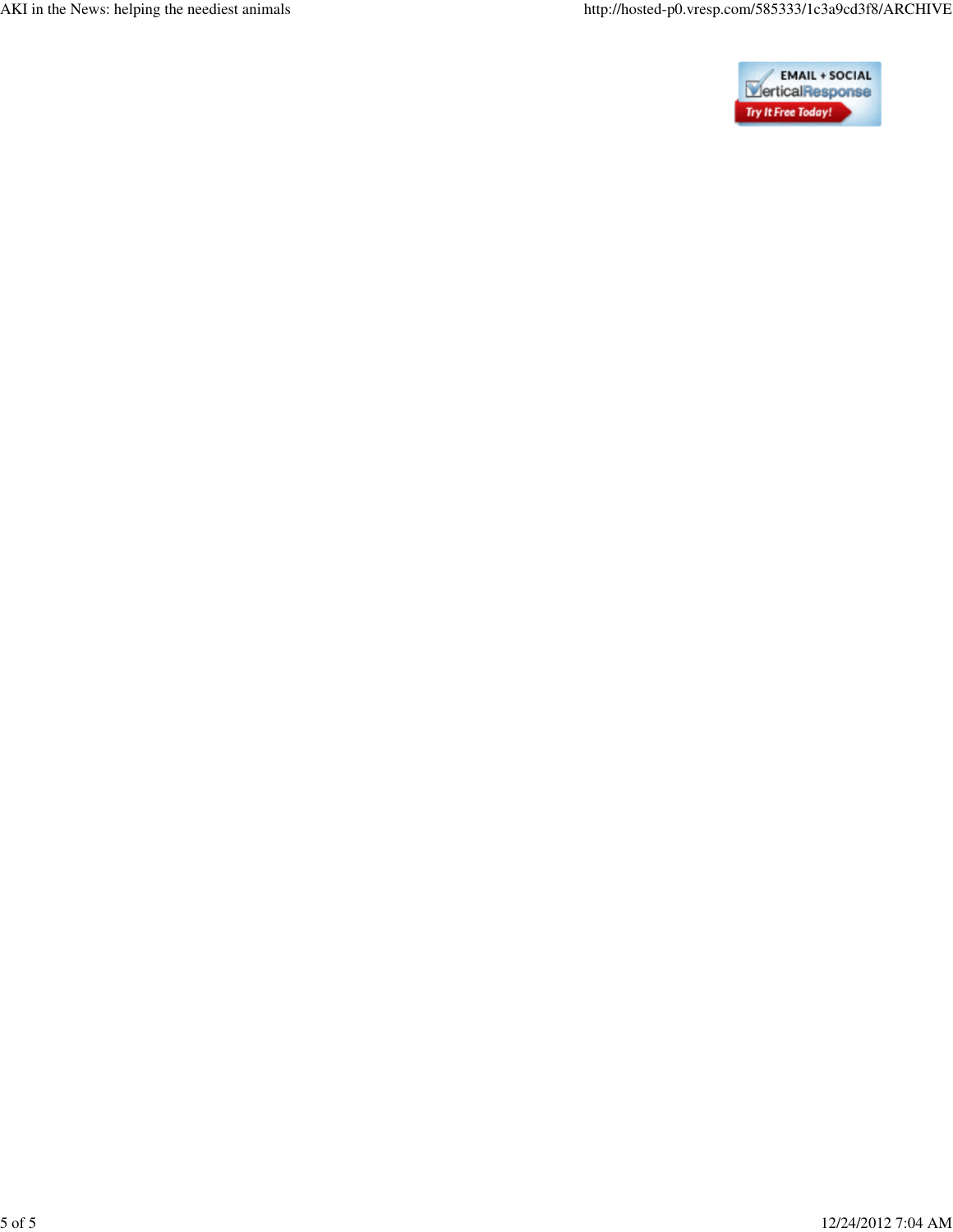EMAIL + SOCIAL

VerticalResponse

Try It Free Today!